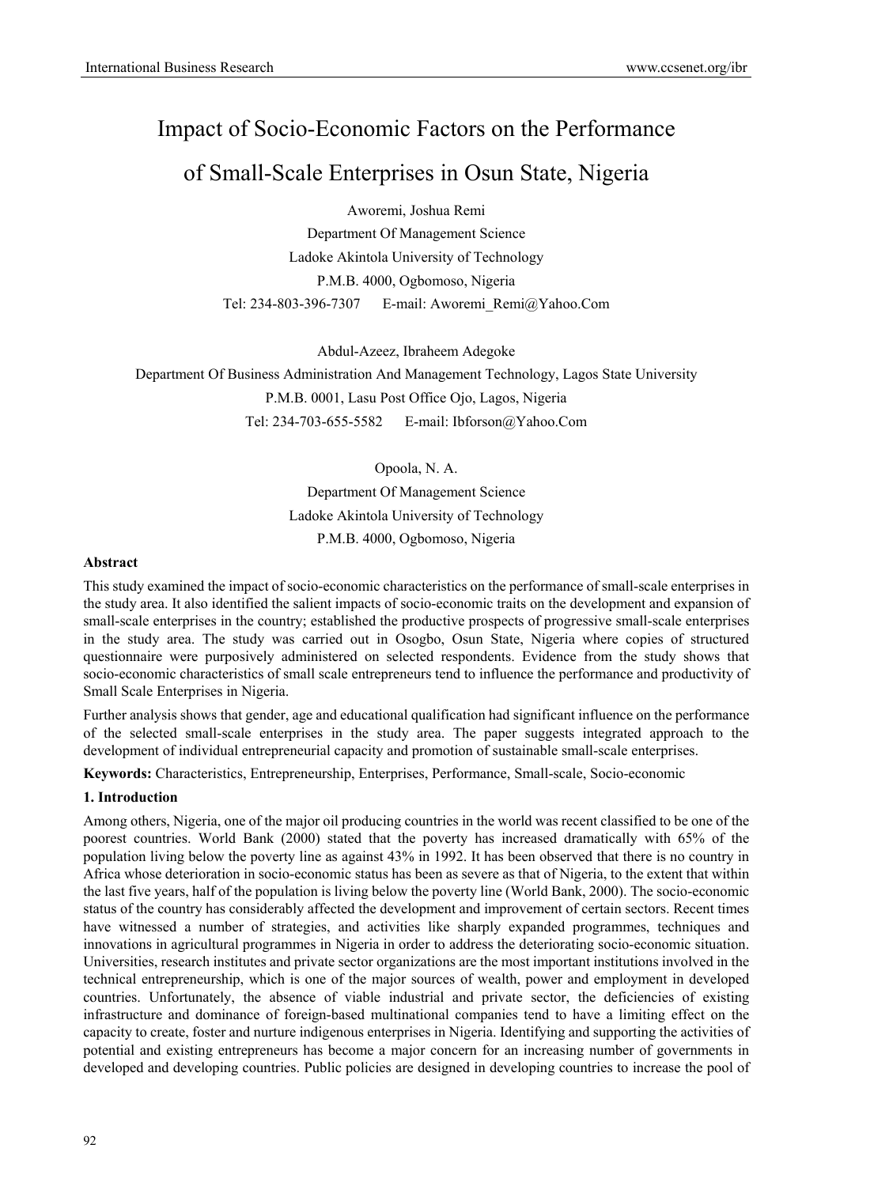# Impact of Socio-Economic Factors on the Performance of Small-Scale Enterprises in Osun State, Nigeria

Aworemi, Joshua Remi

Department Of Management Science

Ladoke Akintola University of Technology

P.M.B. 4000, Ogbomoso, Nigeria

Tel: 234-803-396-7307 E-mail: Aworemi_Remi@Yahoo.Com

Abdul-Azeez, Ibraheem Adegoke

Department Of Business Administration And Management Technology, Lagos State University

P.M.B. 0001, Lasu Post Office Ojo, Lagos, Nigeria

Tel: 234-703-655-5582 E-mail: Ibforson@Yahoo.Com

Opoola, N. A.

Department Of Management Science

Ladoke Akintola University of Technology

P.M.B. 4000, Ogbomoso, Nigeria

**Abstract**

This study examined the impact of socio-economic characteristics on the performance of small-scale enterprises in the study area. It also identified the salient impacts of socio-economic traits on the development and expansion of small-scale enterprises in the country; established the productive prospects of progressive small-scale enterprises in the study area. The study was carried out in Osogbo, Osun State, Nigeria where copies of structured questionnaire were purposively administered on selected respondents. Evidence from the study shows that socio-economic characteristics of small scale entrepreneurs tend to influence the performance and productivity of Small Scale Enterprises in Nigeria.

Further analysis shows that gender, age and educational qualification had significant influence on the performance of the selected small-scale enterprises in the study area. The paper suggests integrated approach to the development of individual entrepreneurial capacity and promotion of sustainable small-scale enterprises.

**Keywords:** Characteristics, Entrepreneurship, Enterprises, Performance, Small-scale, Socio-economic

## 1. Introduction

Among others, Nigeria, one of the major oil producing countries in the world was recent classified to be one of the poorest countries. World Bank (2000) stated that the poverty has increased dramatically with 65% of the population living below the poverty line as against 43% in 1992. It has been observed that there is no country in Africa whose deterioration in socio-economic status has been as severe as that of Nigeria, to the extent that within the last five years, half of the population is living below the poverty line (World Bank, 2000). The socio-economic status of the country has considerably affected the development and improvement of certain sectors. Recent times have witnessed a number of strategies, and activities like sharply expanded programmes, techniques and innovations in agricultural programmes in Nigeria in order to address the deteriorating socio-economic situation. Universities, research institutes and private sector organizations are the most important institutions involved in the technical entrepreneurship, which is one of the major sources of wealth, power and employment in developed countries. Unfortunately, the absence of viable industrial and private sector, the deficiencies of existing infrastructure and dominance of foreign-based multinational companies tend to have a limiting effect on the capacity to create, foster and nurture indigenous enterprises in Nigeria. Identifying and supporting the activities of potential and existing entrepreneurs has become a major concern for an increasing number of governments in developed and developing countries. Public policies are designed in developing countries to increase the pool of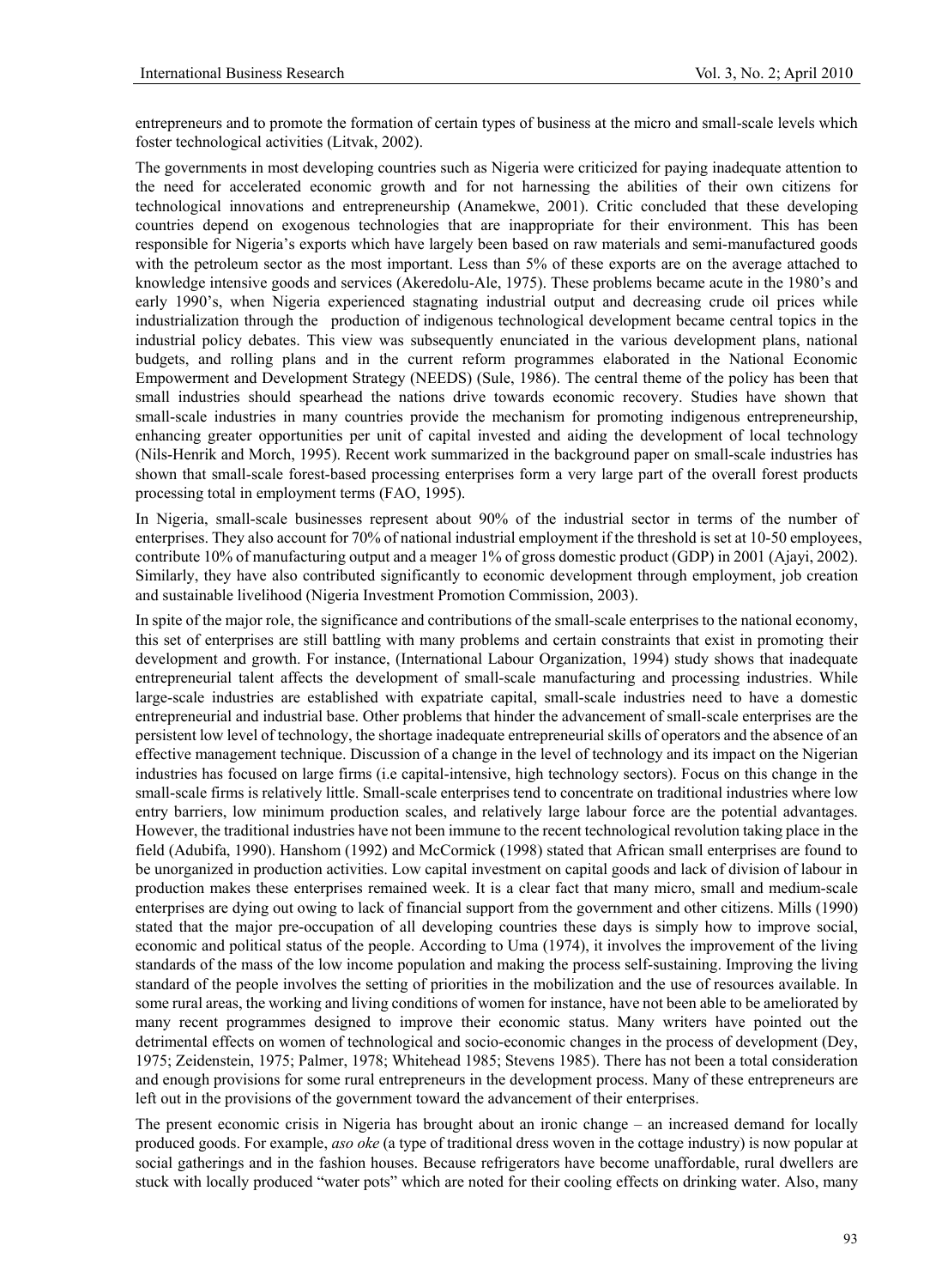entrepreneurs and to promote the formation of certain types of business at the micro and small-scale levels which foster technological activities (Litvak, 2002).

The governments in most developing countries such as Nigeria were criticized for paying inadequate attention to the need for accelerated economic growth and for not harnessing the abilities of their own citizens for technological innovations and entrepreneurship (Anamekwe, 2001). Critic concluded that these developing countries depend on exogenous technologies that are inappropriate for their environment. This has been responsible for Nigeria's exports which have largely been based on raw materials and semi-manufactured goods with the petroleum sector as the most important. Less than 5% of these exports are on the average attached to knowledge intensive goods and services (Akeredolu-Ale, 1975). These problems became acute in the 1980's and early 1990's, when Nigeria experienced stagnating industrial output and decreasing crude oil prices while industrialization through the production of indigenous technological development became central topics in the industrial policy debates. This view was subsequently enunciated in the various development plans, national budgets, and rolling plans and in the current reform programmes elaborated in the National Economic Empowerment and Development Strategy (NEEDS) (Sule, 1986). The central theme of the policy has been that small industries should spearhead the nations drive towards economic recovery. Studies have shown that small-scale industries in many countries provide the mechanism for promoting indigenous entrepreneurship, enhancing greater opportunities per unit of capital invested and aiding the development of local technology (Nils-Henrik and Morch, 1995). Recent work summarized in the background paper on small-scale industries has shown that small-scale forest-based processing enterprises form a very large part of the overall forest products processing total in employment terms (FAO, 1995).

In Nigeria, small-scale businesses represent about 90% of the industrial sector in terms of the number of enterprises. They also account for 70% of national industrial employment if the threshold is set at 10-50 employees, contribute 10% of manufacturing output and a meager 1% of gross domestic product (GDP) in 2001 (Ajayi, 2002). Similarly, they have also contributed significantly to economic development through employment, job creation and sustainable livelihood (Nigeria Investment Promotion Commission, 2003).

In spite of the major role, the significance and contributions of the small-scale enterprises to the national economy, this set of enterprises are still battling with many problems and certain constraints that exist in promoting their development and growth. For instance, (International Labour Organization, 1994) study shows that inadequate entrepreneurial talent affects the development of small-scale manufacturing and processing industries. While large-scale industries are established with expatriate capital, small-scale industries need to have a domestic entrepreneurial and industrial base. Other problems that hinder the advancement of small-scale enterprises are the persistent low level of technology, the shortage inadequate entrepreneurial skills of operators and the absence of an effective management technique. Discussion of a change in the level of technology and its impact on the Nigerian industries has focused on large firms (i.e capital-intensive, high technology sectors). Focus on this change in the small-scale firms is relatively little. Small-scale enterprises tend to concentrate on traditional industries where low entry barriers, low minimum production scales, and relatively large labour force are the potential advantages. However, the traditional industries have not been immune to the recent technological revolution taking place in the field (Adubifa, 1990). Hanshom (1992) and McCormick (1998) stated that African small enterprises are found to be unorganized in production activities. Low capital investment on capital goods and lack of division of labour in production makes these enterprises remained week. It is a clear fact that many micro, small and medium-scale enterprises are dying out owing to lack of financial support from the government and other citizens. Mills (1990) stated that the major pre-occupation of all developing countries these days is simply how to improve social, economic and political status of the people. According to Uma (1974), it involves the improvement of the living standards of the mass of the low income population and making the process self-sustaining. Improving the living standard of the people involves the setting of priorities in the mobilization and the use of resources available. In some rural areas, the working and living conditions of women for instance, have not been able to be ameliorated by many recent programmes designed to improve their economic status. Many writers have pointed out the detrimental effects on women of technological and socio-economic changes in the process of development (Dey, 1975; Zeidenstein, 1975; Palmer, 1978; Whitehead 1985; Stevens 1985). There has not been a total consideration and enough provisions for some rural entrepreneurs in the development process. Many of these entrepreneurs are left out in the provisions of the government toward the advancement of their enterprises.

The present economic crisis in Nigeria has brought about an ironic change – an increased demand for locally produced goods. For example, *aso oke* (a type of traditional dress woven in the cottage industry) is now popular at social gatherings and in the fashion houses. Because refrigerators have become unaffordable, rural dwellers are stuck with locally produced "water pots" which are noted for their cooling effects on drinking water. Also, many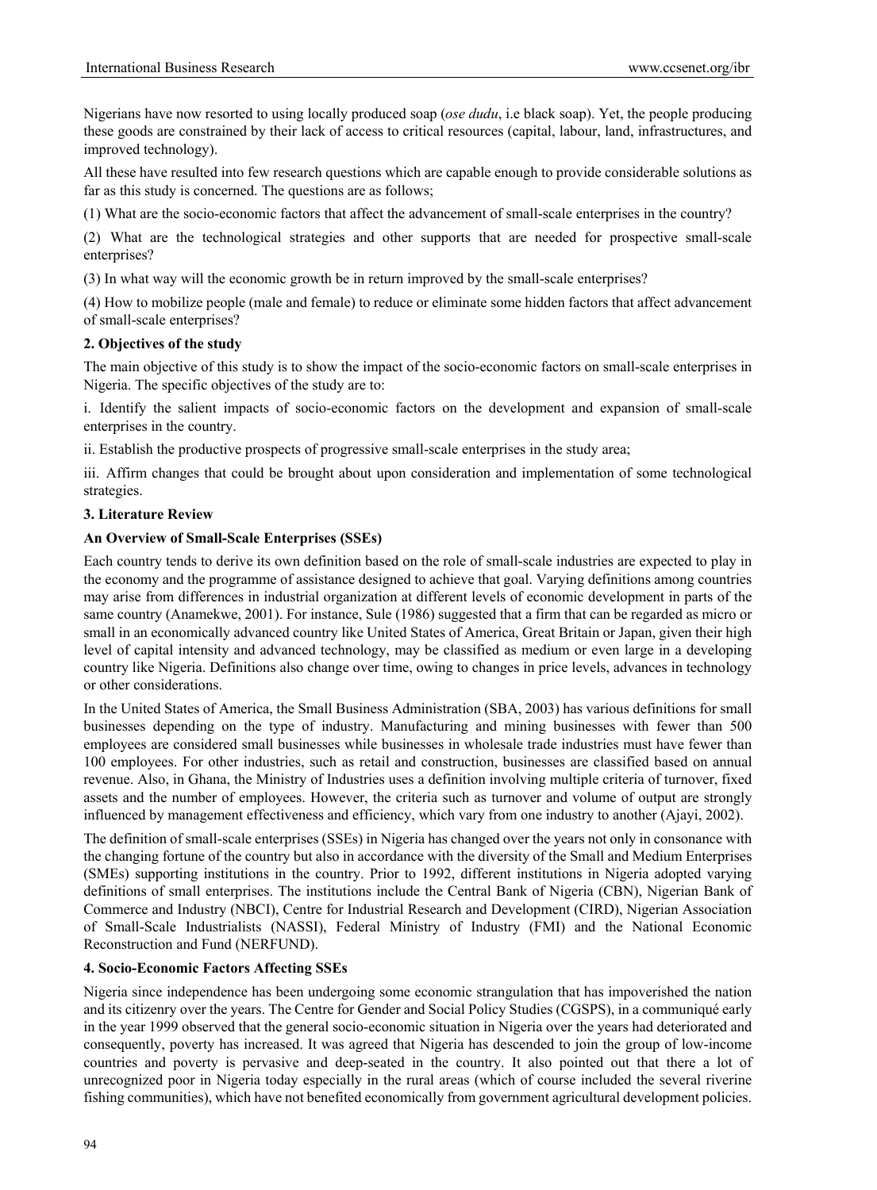Nigerians have now resorted to using locally produced soap (*ose dudu*, i.e black soap). Yet, the people producing these goods are constrained by their lack of access to critical resources (capital, labour, land, infrastructures, and improved technology).

All these have resulted into few research questions which are capable enough to provide considerable solutions as far as this study is concerned. The questions are as follows;

(1) What are the socio-economic factors that affect the advancement of small-scale enterprises in the country?

(2) What are the technological strategies and other supports that are needed for prospective small-scale enterprises?

(3) In what way will the economic growth be in return improved by the small-scale enterprises?

(4) How to mobilize people (male and female) to reduce or eliminate some hidden factors that affect advancement of small-scale enterprises?

## 2. Objectives of the study

The main objective of this study is to show the impact of the socio-economic factors on small-scale enterprises in Nigeria. The specific objectives of the study are to:

i. Identify the salient impacts of socio-economic factors on the development and expansion of small-scale enterprises in the country.

ii. Establish the productive prospects of progressive small-scale enterprises in the study area;

iii. Affirm changes that could be brought about upon consideration and implementation of some technological strategies.

## 3. Literature Review

### An Overview of Small-Scale Enterprises (SSEs)

Each country tends to derive its own definition based on the role of small-scale industries are expected to play in the economy and the programme of assistance designed to achieve that goal. Varying definitions among countries may arise from differences in industrial organization at different levels of economic development in parts of the same country (Anamekwe, 2001). For instance, Sule (1986) suggested that a firm that can be regarded as micro or small in an economically advanced country like United States of America, Great Britain or Japan, given their high level of capital intensity and advanced technology, may be classified as medium or even large in a developing country like Nigeria. Definitions also change over time, owing to changes in price levels, advances in technology or other considerations.

In the United States of America, the Small Business Administration (SBA, 2003) has various definitions for small businesses depending on the type of industry. Manufacturing and mining businesses with fewer than 500 employees are considered small businesses while businesses in wholesale trade industries must have fewer than 100 employees. For other industries, such as retail and construction, businesses are classified based on annual revenue. Also, in Ghana, the Ministry of Industries uses a definition involving multiple criteria of turnover, fixed assets and the number of employees. However, the criteria such as turnover and volume of output are strongly influenced by management effectiveness and efficiency, which vary from one industry to another (Ajayi, 2002).

The definition of small-scale enterprises (SSEs) in Nigeria has changed over the years not only in consonance with the changing fortune of the country but also in accordance with the diversity of the Small and Medium Enterprises (SMEs) supporting institutions in the country. Prior to 1992, different institutions in Nigeria adopted varying definitions of small enterprises. The institutions include the Central Bank of Nigeria (CBN), Nigerian Bank of Commerce and Industry (NBCI), Centre for Industrial Research and Development (CIRD), Nigerian Association of Small-Scale Industrialists (NASSI), Federal Ministry of Industry (FMI) and the National Economic Reconstruction and Fund (NERFUND).

## 4. Socio-Economic Factors Affecting SSEs

Nigeria since independence has been undergoing some economic strangulation that has impoverished the nation and its citizenry over the years. The Centre for Gender and Social Policy Studies (CGSPS), in a communiqué early in the year 1999 observed that the general socio-economic situation in Nigeria over the years had deteriorated and consequently, poverty has increased. It was agreed that Nigeria has descended to join the group of low-income countries and poverty is pervasive and deep-seated in the country. It also pointed out that there a lot of unrecognized poor in Nigeria today especially in the rural areas (which of course included the several riverine fishing communities), which have not benefited economically from government agricultural development policies.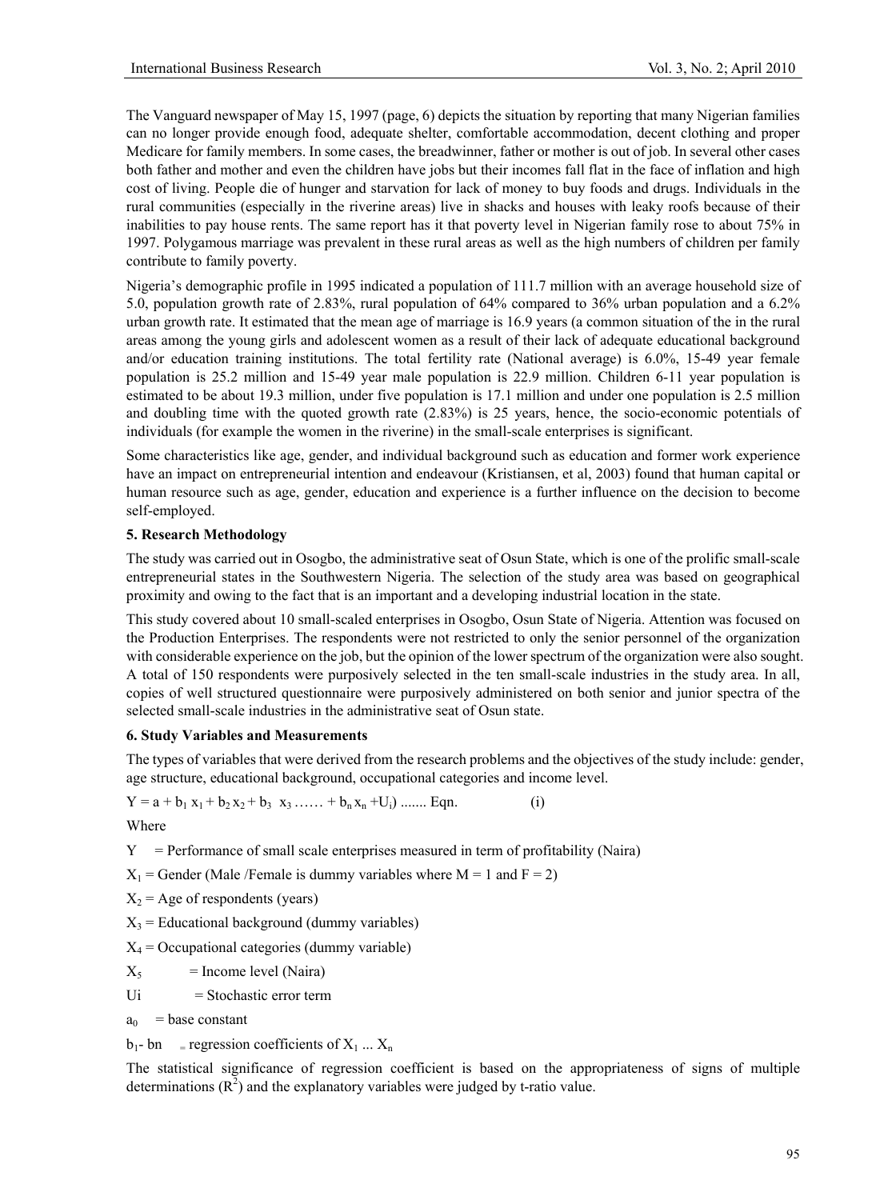The Vanguard newspaper of May 15, 1997 (page, 6) depicts the situation by reporting that many Nigerian families can no longer provide enough food, adequate shelter, comfortable accommodation, decent clothing and proper Medicare for family members. In some cases, the breadwinner, father or mother is out of job. In several other cases both father and mother and even the children have jobs but their incomes fall flat in the face of inflation and high cost of living. People die of hunger and starvation for lack of money to buy foods and drugs. Individuals in the rural communities (especially in the riverine areas) live in shacks and houses with leaky roofs because of their inabilities to pay house rents. The same report has it that poverty level in Nigerian family rose to about 75% in 1997. Polygamous marriage was prevalent in these rural areas as well as the high numbers of children per family contribute to family poverty.

Nigeria's demographic profile in 1995 indicated a population of 111.7 million with an average household size of 5.0, population growth rate of 2.83%, rural population of 64% compared to 36% urban population and a 6.2% urban growth rate. It estimated that the mean age of marriage is 16.9 years (a common situation of the in the rural areas among the young girls and adolescent women as a result of their lack of adequate educational background and/or education training institutions. The total fertility rate (National average) is 6.0%, 15-49 year female population is 25.2 million and 15-49 year male population is 22.9 million. Children 6-11 year population is estimated to be about 19.3 million, under five population is 17.1 million and under one population is 2.5 million and doubling time with the quoted growth rate (2.83%) is 25 years, hence, the socio-economic potentials of individuals (for example the women in the riverine) in the small-scale enterprises is significant.

Some characteristics like age, gender, and individual background such as education and former work experience have an impact on entrepreneurial intention and endeavour (Kristiansen, et al, 2003) found that human capital or human resource such as age, gender, education and experience is a further influence on the decision to become self-employed.

## 5. Research Methodology

The study was carried out in Osogbo, the administrative seat of Osun State, which is one of the prolific small-scale entrepreneurial states in the Southwestern Nigeria. The selection of the study area was based on geographical proximity and owing to the fact that is an important and a developing industrial location in the state.

This study covered about 10 small-scaled enterprises in Osogbo, Osun State of Nigeria. Attention was focused on the Production Enterprises. The respondents were not restricted to only the senior personnel of the organization with considerable experience on the job, but the opinion of the lower spectrum of the organization were also sought. A total of 150 respondents were purposively selected in the ten small-scale industries in the study area. In all, copies of well structured questionnaire were purposively administered on both senior and junior spectra of the selected small-scale industries in the administrative seat of Osun state.

## 6. Study Variables and Measurements

The types of variables that were derived from the research problems and the objectives of the study include: gender, age structure, educational background, occupational categories and income level.

$$Y = a + b_1 x_1 + b_2 x_2 + b_3 \ x_3 \ldots\ldots + b_n x_n + U_i) \ \ldots\ldots\text{. Eqn.} \qquad \text{(i)}$$

Where

$Y$ = Performance of small scale enterprises measured in term of profitability (Naira)

$X_1$ = Gender (Male /Female is dummy variables where M = 1 and F = 2)

$X_2$ = Age of respondents (years)

$X_3$ = Educational background (dummy variables)

$X_4$ = Occupational categories (dummy variable)

$X_5$ = Income level (Naira)

Ui = Stochastic error term

$a_0$ = base constant

$b_1$- bn = regression coefficients of $X_1$ ... $X_n$

The statistical significance of regression coefficient is based on the appropriateness of signs of multiple determinations ($R^2$) and the explanatory variables were judged by t-ratio value.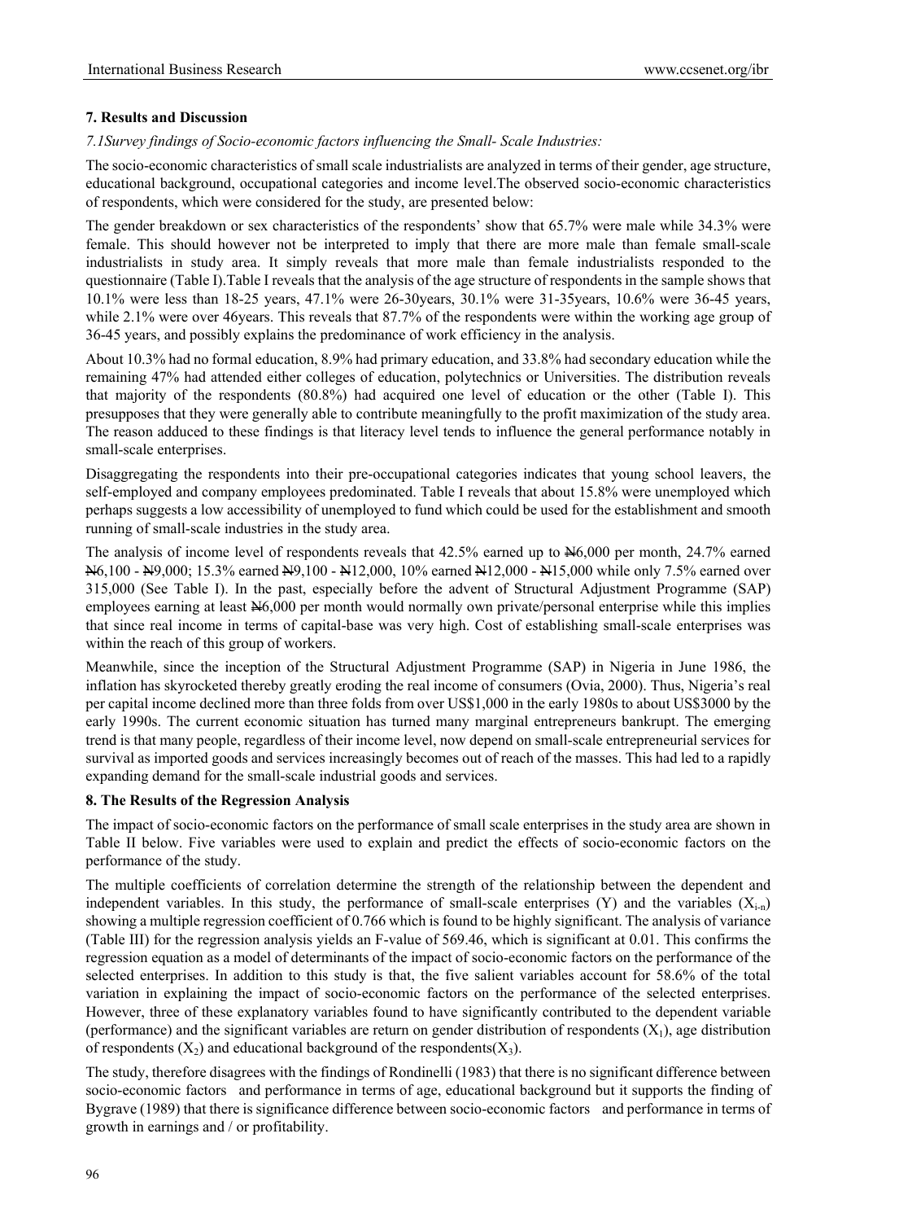## 7. Results and Discussion

*7.1Survey findings of Socio-economic factors influencing the Small- Scale Industries:*

The socio-economic characteristics of small scale industrialists are analyzed in terms of their gender, age structure, educational background, occupational categories and income level.The observed socio-economic characteristics of respondents, which were considered for the study, are presented below:

The gender breakdown or sex characteristics of the respondents' show that 65.7% were male while 34.3% were female. This should however not be interpreted to imply that there are more male than female small-scale industrialists in study area. It simply reveals that more male than female industrialists responded to the questionnaire (Table I).Table I reveals that the analysis of the age structure of respondents in the sample shows that 10.1% were less than 18-25 years, 47.1% were 26-30years, 30.1% were 31-35years, 10.6% were 36-45 years, while 2.1% were over 46years. This reveals that 87.7% of the respondents were within the working age group of 36-45 years, and possibly explains the predominance of work efficiency in the analysis.

About 10.3% had no formal education, 8.9% had primary education, and 33.8% had secondary education while the remaining 47% had attended either colleges of education, polytechnics or Universities. The distribution reveals that majority of the respondents (80.8%) had acquired one level of education or the other (Table I). This presupposes that they were generally able to contribute meaningfully to the profit maximization of the study area. The reason adduced to these findings is that literacy level tends to influence the general performance notably in small-scale enterprises.

Disaggregating the respondents into their pre-occupational categories indicates that young school leavers, the self-employed and company employees predominated. Table I reveals that about 15.8% were unemployed which perhaps suggests a low accessibility of unemployed to fund which could be used for the establishment and smooth running of small-scale industries in the study area.

The analysis of income level of respondents reveals that 42.5% earned up to ₦6,000 per month, 24.7% earned ₦6,100 - ₦9,000; 15.3% earned ₦9,100 - ₦12,000, 10% earned ₦12,000 - ₦15,000 while only 7.5% earned over 315,000 (See Table I). In the past, especially before the advent of Structural Adjustment Programme (SAP) employees earning at least ₦6,000 per month would normally own private/personal enterprise while this implies that since real income in terms of capital-base was very high. Cost of establishing small-scale enterprises was within the reach of this group of workers.

Meanwhile, since the inception of the Structural Adjustment Programme (SAP) in Nigeria in June 1986, the inflation has skyrocketed thereby greatly eroding the real income of consumers (Ovia, 2000). Thus, Nigeria's real per capital income declined more than three folds from over US$1,000 in the early 1980s to about US$3000 by the early 1990s. The current economic situation has turned many marginal entrepreneurs bankrupt. The emerging trend is that many people, regardless of their income level, now depend on small-scale entrepreneurial services for survival as imported goods and services increasingly becomes out of reach of the masses. This had led to a rapidly expanding demand for the small-scale industrial goods and services.

## 8. The Results of the Regression Analysis

The impact of socio-economic factors on the performance of small scale enterprises in the study area are shown in Table II below. Five variables were used to explain and predict the effects of socio-economic factors on the performance of the study.

The multiple coefficients of correlation determine the strength of the relationship between the dependent and independent variables. In this study, the performance of small-scale enterprises (Y) and the variables ($X_{i-n}$) showing a multiple regression coefficient of 0.766 which is found to be highly significant. The analysis of variance (Table III) for the regression analysis yields an F-value of 569.46, which is significant at 0.01. This confirms the regression equation as a model of determinants of the impact of socio-economic factors on the performance of the selected enterprises. In addition to this study is that, the five salient variables account for 58.6% of the total variation in explaining the impact of socio-economic factors on the performance of the selected enterprises. However, three of these explanatory variables found to have significantly contributed to the dependent variable (performance) and the significant variables are return on gender distribution of respondents ($X_1$), age distribution of respondents ($X_2$) and educational background of the respondents($X_3$).

The study, therefore disagrees with the findings of Rondinelli (1983) that there is no significant difference between socio-economic factors and performance in terms of age, educational background but it supports the finding of Bygrave (1989) that there is significance difference between socio-economic factors and performance in terms of growth in earnings and / or profitability.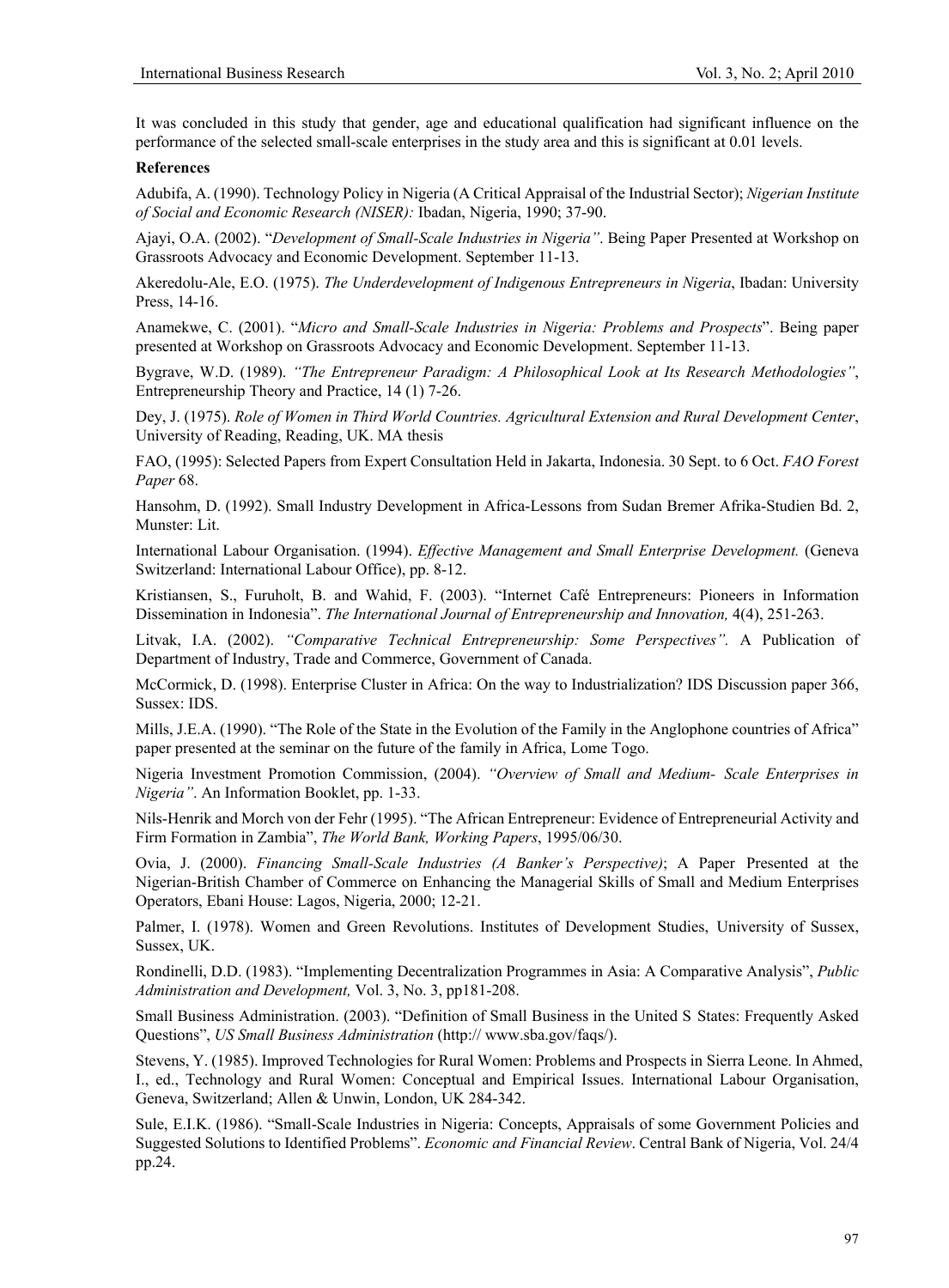It was concluded in this study that gender, age and educational qualification had significant influence on the performance of the selected small-scale enterprises in the study area and this is significant at 0.01 levels.

**References**

Adubifa, A. (1990). Technology Policy in Nigeria (A Critical Appraisal of the Industrial Sector); *Nigerian Institute of Social and Economic Research (NISER):* Ibadan, Nigeria, 1990; 37-90.

Ajayi, O.A. (2002). "*Development of Small-Scale Industries in Nigeria"*. Being Paper Presented at Workshop on Grassroots Advocacy and Economic Development. September 11-13.

Akeredolu-Ale, E.O. (1975). *The Underdevelopment of Indigenous Entrepreneurs in Nigeria*, Ibadan: University Press, 14-16.

Anamekwe, C. (2001). "*Micro and Small-Scale Industries in Nigeria: Problems and Prospects*". Being paper presented at Workshop on Grassroots Advocacy and Economic Development. September 11-13.

Bygrave, W.D. (1989). *"The Entrepreneur Paradigm: A Philosophical Look at Its Research Methodologies"*, Entrepreneurship Theory and Practice, 14 (1) 7-26.

Dey, J. (1975). *Role of Women in Third World Countries. Agricultural Extension and Rural Development Center*, University of Reading, Reading, UK. MA thesis

FAO, (1995): Selected Papers from Expert Consultation Held in Jakarta, Indonesia. 30 Sept. to 6 Oct. *FAO Forest Paper* 68.

Hansohm, D. (1992). Small Industry Development in Africa-Lessons from Sudan Bremer Afrika-Studien Bd. 2, Munster: Lit.

International Labour Organisation. (1994). *Effective Management and Small Enterprise Development.* (Geneva Switzerland: International Labour Office), pp. 8-12.

Kristiansen, S., Furuholt, B. and Wahid, F. (2003). "Internet Café Entrepreneurs: Pioneers in Information Dissemination in Indonesia". *The International Journal of Entrepreneurship and Innovation,* 4(4), 251-263.

Litvak, I.A. (2002). *"Comparative Technical Entrepreneurship: Some Perspectives".* A Publication of Department of Industry, Trade and Commerce, Government of Canada.

McCormick, D. (1998). Enterprise Cluster in Africa: On the way to Industrialization? IDS Discussion paper 366, Sussex: IDS.

Mills, J.E.A. (1990). "The Role of the State in the Evolution of the Family in the Anglophone countries of Africa" paper presented at the seminar on the future of the family in Africa, Lome Togo.

Nigeria Investment Promotion Commission, (2004). *"Overview of Small and Medium- Scale Enterprises in Nigeria"*. An Information Booklet, pp. 1-33.

Nils-Henrik and Morch von der Fehr (1995). "The African Entrepreneur: Evidence of Entrepreneurial Activity and Firm Formation in Zambia", *The World Bank, Working Papers*, 1995/06/30.

Ovia, J. (2000). *Financing Small-Scale Industries (A Banker's Perspective)*; A Paper Presented at the Nigerian-British Chamber of Commerce on Enhancing the Managerial Skills of Small and Medium Enterprises Operators, Ebani House: Lagos, Nigeria, 2000; 12-21.

Palmer, I. (1978). Women and Green Revolutions. Institutes of Development Studies, University of Sussex, Sussex, UK.

Rondinelli, D.D. (1983). "Implementing Decentralization Programmes in Asia: A Comparative Analysis", *Public Administration and Development,* Vol. 3, No. 3, pp181-208.

Small Business Administration. (2003). "Definition of Small Business in the United S States: Frequently Asked Questions", *US Small Business Administration* (http:// www.sba.gov/faqs/).

Stevens, Y. (1985). Improved Technologies for Rural Women: Problems and Prospects in Sierra Leone. In Ahmed, I., ed., Technology and Rural Women: Conceptual and Empirical Issues. International Labour Organisation, Geneva, Switzerland; Allen & Unwin, London, UK 284-342.

Sule, E.I.K. (1986). "Small-Scale Industries in Nigeria: Concepts, Appraisals of some Government Policies and Suggested Solutions to Identified Problems". *Economic and Financial Review*. Central Bank of Nigeria, Vol. 24/4 pp.24.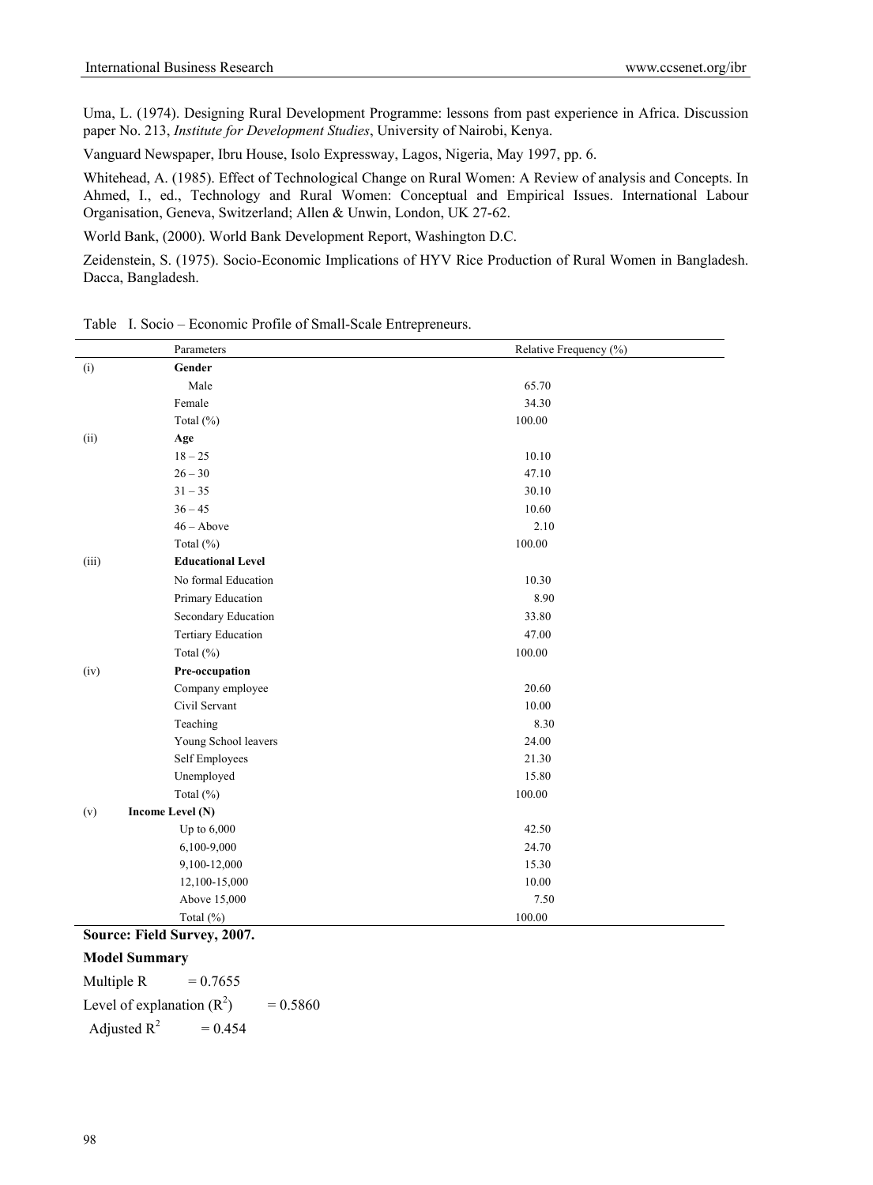Uma, L. (1974). Designing Rural Development Programme: lessons from past experience in Africa. Discussion paper No. 213, *Institute for Development Studies*, University of Nairobi, Kenya.

Vanguard Newspaper, Ibru House, Isolo Expressway, Lagos, Nigeria, May 1997, pp. 6.

Whitehead, A. (1985). Effect of Technological Change on Rural Women: A Review of analysis and Concepts. In Ahmed, I., ed., Technology and Rural Women: Conceptual and Empirical Issues. International Labour Organisation, Geneva, Switzerland; Allen & Unwin, London, UK 27-62.

World Bank, (2000). World Bank Development Report, Washington D.C.

Zeidenstein, S. (1975). Socio-Economic Implications of HYV Rice Production of Rural Women in Bangladesh. Dacca, Bangladesh.

Table I. Socio – Economic Profile of Small-Scale Entrepreneurs.

| | Parameters | Relative Frequency (%) |
|---|---|---|
| (i) | **Gender** | |
| | Male | 65.70 |
| | Female | 34.30 |
| | Total (%) | 100.00 |
| (ii) | **Age** | |
| | 18 – 25 | 10.10 |
| | 26 – 30 | 47.10 |
| | 31 – 35 | 30.10 |
| | 36 – 45 | 10.60 |
| | 46 – Above | 2.10 |
| | Total (%) | 100.00 |
| (iii) | **Educational Level** | |
| | No formal Education | 10.30 |
| | Primary Education | 8.90 |
| | Secondary Education | 33.80 |
| | Tertiary Education | 47.00 |
| | Total (%) | 100.00 |
| (iv) | **Pre-occupation** | |
| | Company employee | 20.60 |
| | Civil Servant | 10.00 |
| | Teaching | 8.30 |
| | Young School leavers | 24.00 |
| | Self Employees | 21.30 |
| | Unemployed | 15.80 |
| | Total (%) | 100.00 |
| (v) | **Income Level (N)** | |
| | Up to 6,000 | 42.50 |
| | 6,100-9,000 | 24.70 |
| | 9,100-12,000 | 15.30 |
| | 12,100-15,000 | 10.00 |
| | Above 15,000 | 7.50 |
| | Total (%) | 100.00 |

**Source: Field Survey, 2007.**

**Model Summary**

Multiple R = 0.7655

Level of explanation ($R^2$) = 0.5860

Adjusted $R^2$ = 0.454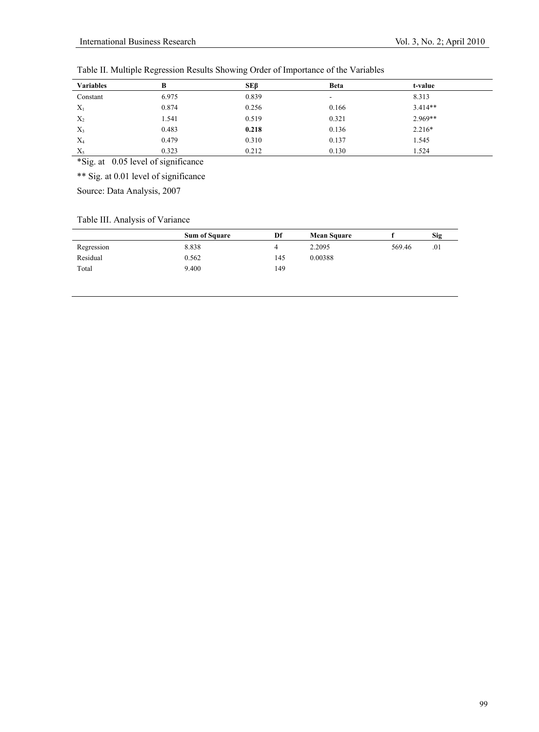Table II. Multiple Regression Results Showing Order of Importance of the Variables

| Variables | B | SEβ | Beta | t-value |
|---|---|---|---|---|
| Constant | 6.975 | 0.839 | - | 8.313 |
| $X_1$ | 0.874 | 0.256 | 0.166 | 3.414** |
| $X_2$ | 1.541 | 0.519 | 0.321 | 2.969** |
| $X_3$ | 0.483 | **0.218** | 0.136 | 2.216* |
| $X_4$ | 0.479 | 0.310 | 0.137 | 1.545 |
| $X_5$ | 0.323 | 0.212 | 0.130 | 1.524 |

*Sig. at 0.05 level of significance

** Sig. at 0.01 level of significance

Source: Data Analysis, 2007

Table III. Analysis of Variance

| | Sum of Square | Df | Mean Square | f | Sig |
|---|---|---|---|---|---|
| Regression | 8.838 | 4 | 2.2095 | 569.46 | .01 |
| Residual | 0.562 | 145 | 0.00388 | | |
| Total | 9.400 | 149 | | | |